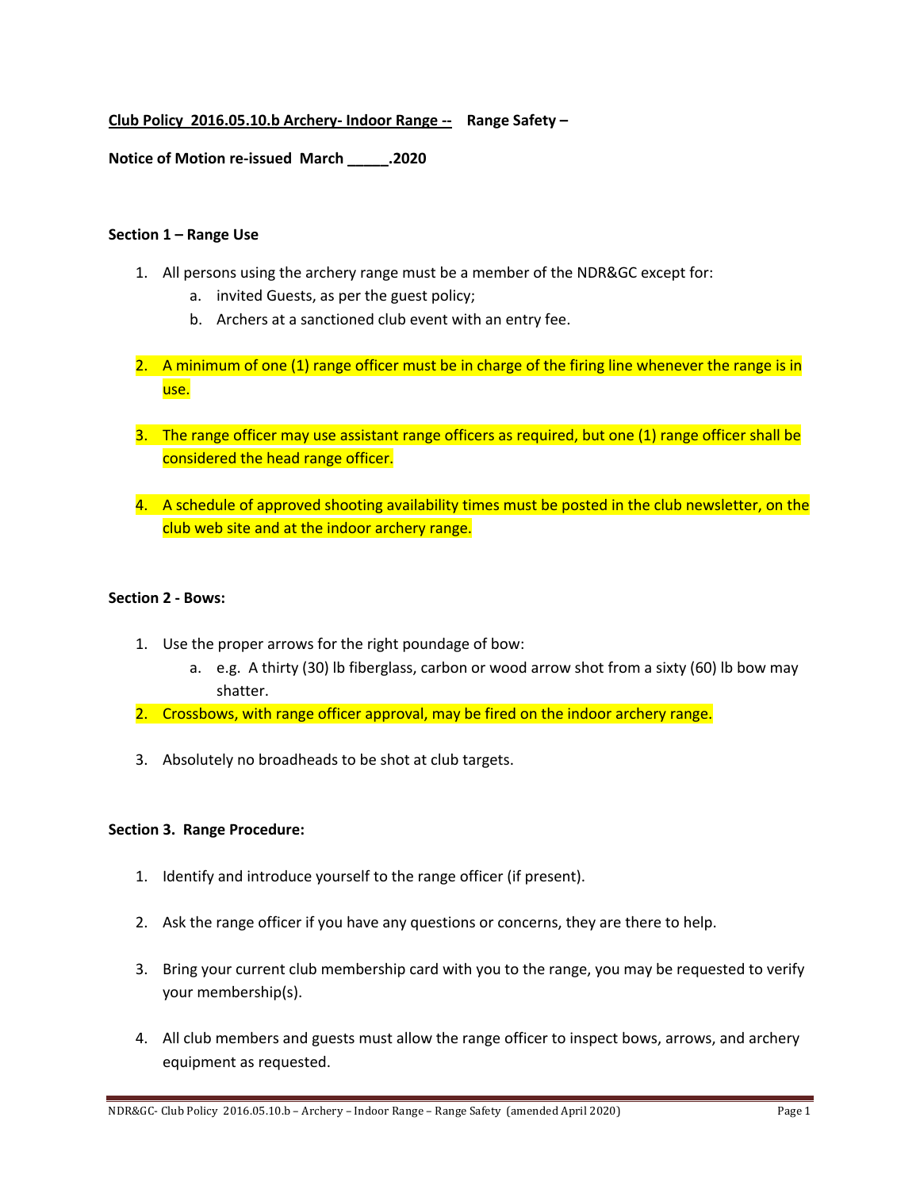**Club Policy 2016.05.10.b Archery- Indoor Range -- Range Safety –**

**Notice of Motion re-issued March _____.2020**

**Section 1 – Range Use**

1. All persons using the archery range must be a member of the NDR&GC except for:
   a. invited Guests, as per the guest policy;
   b. Archers at a sanctioned club event with an entry fee.

2. A minimum of one (1) range officer must be in charge of the firing line whenever the range is in use.

3. The range officer may use assistant range officers as required, but one (1) range officer shall be considered the head range officer.

4. A schedule of approved shooting availability times must be posted in the club newsletter, on the club web site and at the indoor archery range.

**Section 2 - Bows:**

1. Use the proper arrows for the right poundage of bow:
   a. e.g. A thirty (30) lb fiberglass, carbon or wood arrow shot from a sixty (60) lb bow may shatter.
2. Crossbows, with range officer approval, may be fired on the indoor archery range.

3. Absolutely no broadheads to be shot at club targets.

**Section 3. Range Procedure:**

1. Identify and introduce yourself to the range officer (if present).

2. Ask the range officer if you have any questions or concerns, they are there to help.

3. Bring your current club membership card with you to the range, you may be requested to verify your membership(s).

4. All club members and guests must allow the range officer to inspect bows, arrows, and archery equipment as requested.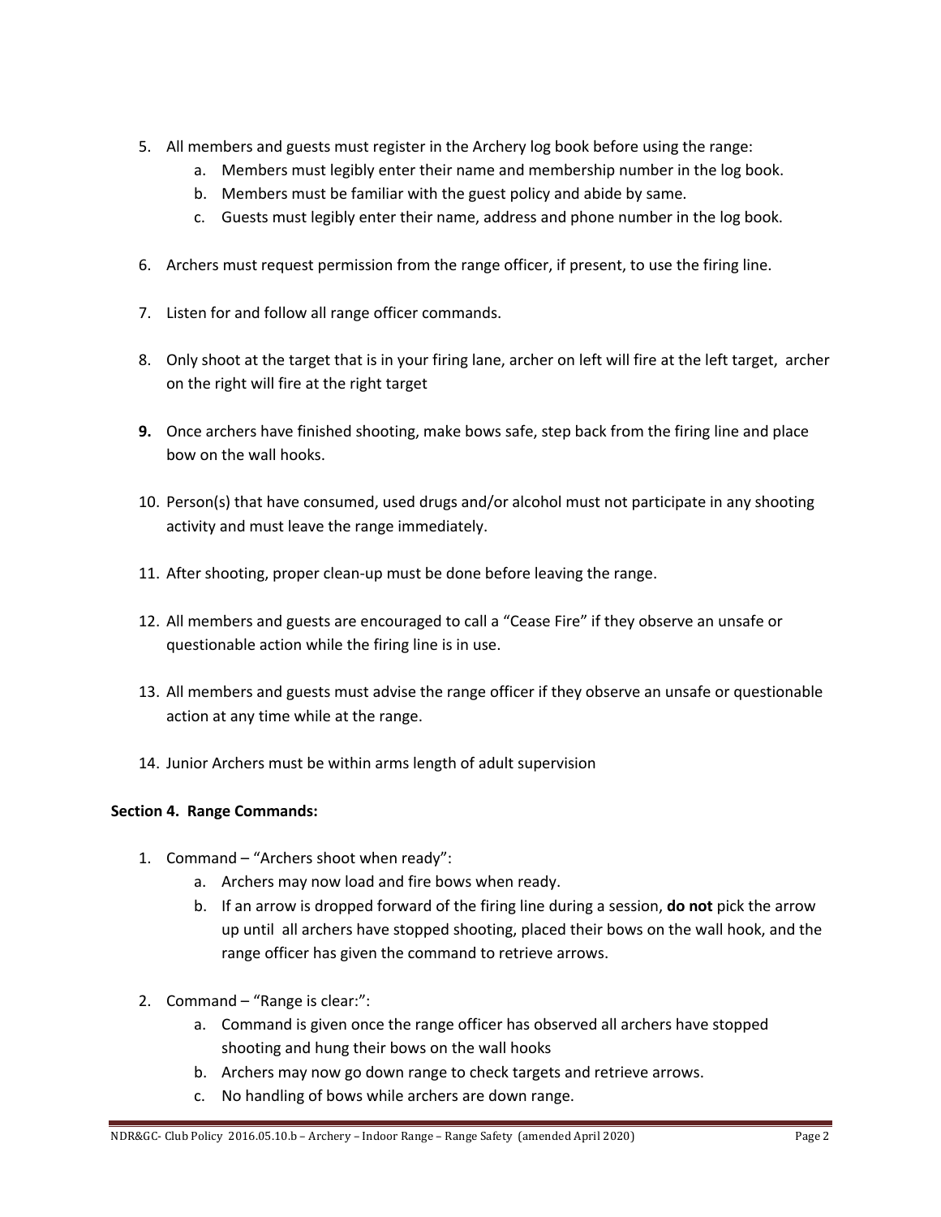5. All members and guests must register in the Archery log book before using the range:
    a. Members must legibly enter their name and membership number in the log book.
    b. Members must be familiar with the guest policy and abide by same.
    c. Guests must legibly enter their name, address and phone number in the log book.

6. Archers must request permission from the range officer, if present, to use the firing line.

7. Listen for and follow all range officer commands.

8. Only shoot at the target that is in your firing lane, archer on left will fire at the left target, archer on the right will fire at the right target

**9.** Once archers have finished shooting, make bows safe, step back from the firing line and place bow on the wall hooks.

10. Person(s) that have consumed, used drugs and/or alcohol must not participate in any shooting activity and must leave the range immediately.

11. After shooting, proper clean-up must be done before leaving the range.

12. All members and guests are encouraged to call a "Cease Fire" if they observe an unsafe or questionable action while the firing line is in use.

13. All members and guests must advise the range officer if they observe an unsafe or questionable action at any time while at the range.

14. Junior Archers must be within arms length of adult supervision

**Section 4. Range Commands:**

1. Command – "Archers shoot when ready":
    a. Archers may now load and fire bows when ready.
    b. If an arrow is dropped forward of the firing line during a session, **do not** pick the arrow up until all archers have stopped shooting, placed their bows on the wall hook, and the range officer has given the command to retrieve arrows.

2. Command – "Range is clear:":
    a. Command is given once the range officer has observed all archers have stopped shooting and hung their bows on the wall hooks
    b. Archers may now go down range to check targets and retrieve arrows.
    c. No handling of bows while archers are down range.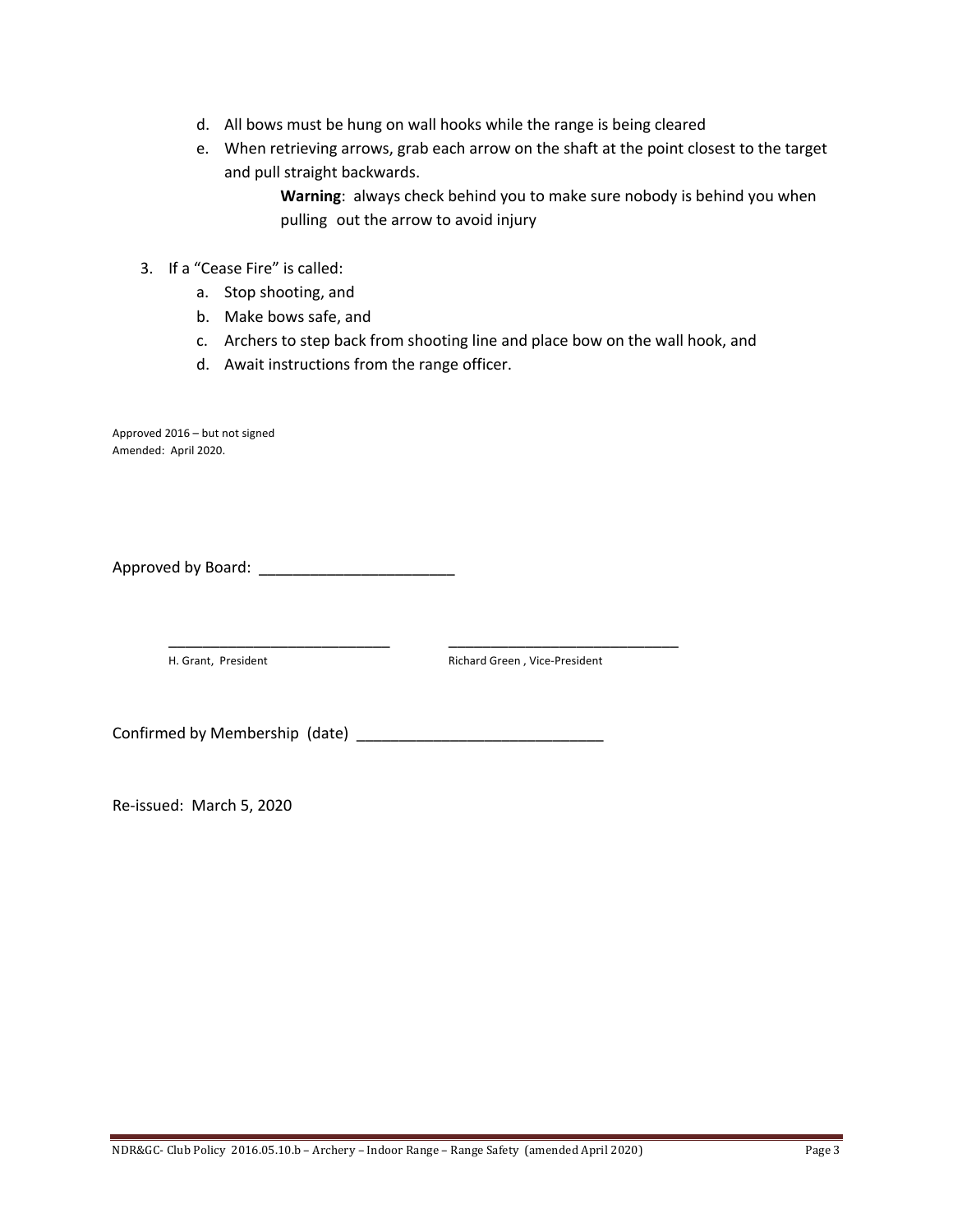d. All bows must be hung on wall hooks while the range is being cleared
e. When retrieving arrows, grab each arrow on the shaft at the point closest to the target and pull straight backwards.

    **Warning**: always check behind you to make sure nobody is behind you when pulling out the arrow to avoid injury

3. If a "Cease Fire" is called:
    a. Stop shooting, and
    b. Make bows safe, and
    c. Archers to step back from shooting line and place bow on the wall hook, and
    d. Await instructions from the range officer.

Approved 2016 – but not signed
Amended: April 2020.

Approved by Board: ______________________

___________________________ H. Grant, President

_____________________________ Richard Green , Vice-President

Confirmed by Membership (date) _____________________________

Re-issued: March 5, 2020